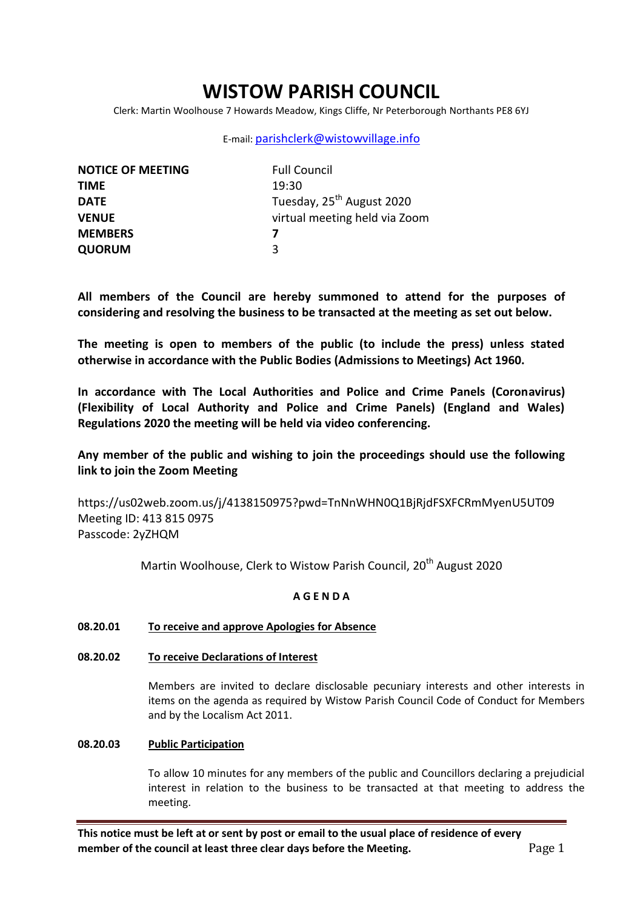# WISTOW PARISH COUNCIL

Clerk: Martin Woolhouse 7 Howards Meadow, Kings Cliffe, Nr Peterborough Northants PE8 6YJ

E-mail: parishclerk@wistowvillage.info

| | |
|---|---|
| **NOTICE OF MEETING** | Full Council |
| **TIME** | 19:30 |
| **DATE** | Tuesday, 25th August 2020 |
| **VENUE** | virtual meeting held via Zoom |
| **MEMBERS** | **7** |
| **QUORUM** | 3 |

**All members of the Council are hereby summoned to attend for the purposes of considering and resolving the business to be transacted at the meeting as set out below.**

**The meeting is open to members of the public (to include the press) unless stated otherwise in accordance with the Public Bodies (Admissions to Meetings) Act 1960.**

**In accordance with The Local Authorities and Police and Crime Panels (Coronavirus) (Flexibility of Local Authority and Police and Crime Panels) (England and Wales) Regulations 2020 the meeting will be held via video conferencing.**

**Any member of the public and wishing to join the proceedings should use the following link to join the Zoom Meeting**

https://us02web.zoom.us/j/4138150975?pwd=TnNnWHN0Q1BjRjdFSXFCRmMyenU5UT09
Meeting ID: 413 815 0975
Passcode: 2yZHQM

Martin Woolhouse, Clerk to Wistow Parish Council, 20th August 2020

## A G E N D A

**08.20.01** **To receive and approve Apologies for Absence**

**08.20.02** **To receive Declarations of Interest**

Members are invited to declare disclosable pecuniary interests and other interests in items on the agenda as required by Wistow Parish Council Code of Conduct for Members and by the Localism Act 2011.

**08.20.03** **Public Participation**

To allow 10 minutes for any members of the public and Councillors declaring a prejudicial interest in relation to the business to be transacted at that meeting to address the meeting.

**This notice must be left at or sent by post or email to the usual place of residence of every member of the council at least three clear days before the Meeting.**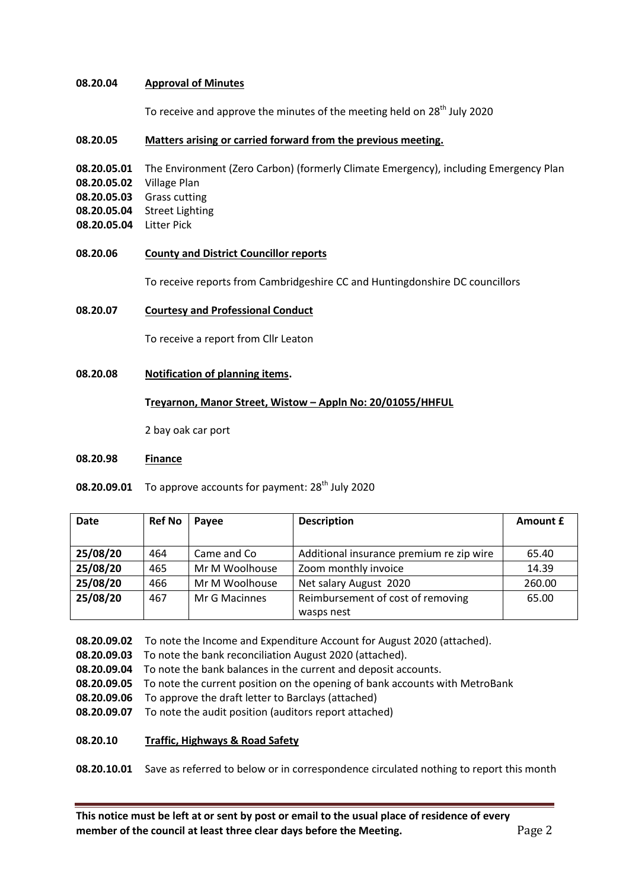**08.20.04** **Approval of Minutes**

To receive and approve the minutes of the meeting held on 28th July 2020

**08.20.05** **Matters arising or carried forward from the previous meeting.**

**08.20.05.01** The Environment (Zero Carbon) (formerly Climate Emergency), including Emergency Plan
**08.20.05.02** Village Plan
**08.20.05.03** Grass cutting
**08.20.05.04** Street Lighting
**08.20.05.04** Litter Pick

**08.20.06** **County and District Councillor reports**

To receive reports from Cambridgeshire CC and Huntingdonshire DC councillors

**08.20.07** **Courtesy and Professional Conduct**

To receive a report from Cllr Leaton

**08.20.08** **Notification of planning items.**

**Treyarnon, Manor Street, Wistow – Appln No: 20/01055/HHFUL**

2 bay oak car port

**08.20.98** **Finance**

**08.20.09.01** To approve accounts for payment: 28th July 2020

| Date | Ref No | Payee | Description | Amount £ |
|---|---|---|---|---|
| 25/08/20 | 464 | Came and Co | Additional insurance premium re zip wire | 65.40 |
| 25/08/20 | 465 | Mr M Woolhouse | Zoom monthly invoice | 14.39 |
| 25/08/20 | 466 | Mr M Woolhouse | Net salary August 2020 | 260.00 |
| 25/08/20 | 467 | Mr G Macinnes | Reimbursement of cost of removing wasps nest | 65.00 |

**08.20.09.02** To note the Income and Expenditure Account for August 2020 (attached).
**08.20.09.03** To note the bank reconciliation August 2020 (attached).
**08.20.09.04** To note the bank balances in the current and deposit accounts.
**08.20.09.05** To note the current position on the opening of bank accounts with MetroBank
**08.20.09.06** To approve the draft letter to Barclays (attached)
**08.20.09.07** To note the audit position (auditors report attached)

**08.20.10** **Traffic, Highways & Road Safety**

**08.20.10.01** Save as referred to below or in correspondence circulated nothing to report this month

**This notice must be left at or sent by post or email to the usual place of residence of every member of the council at least three clear days before the Meeting.**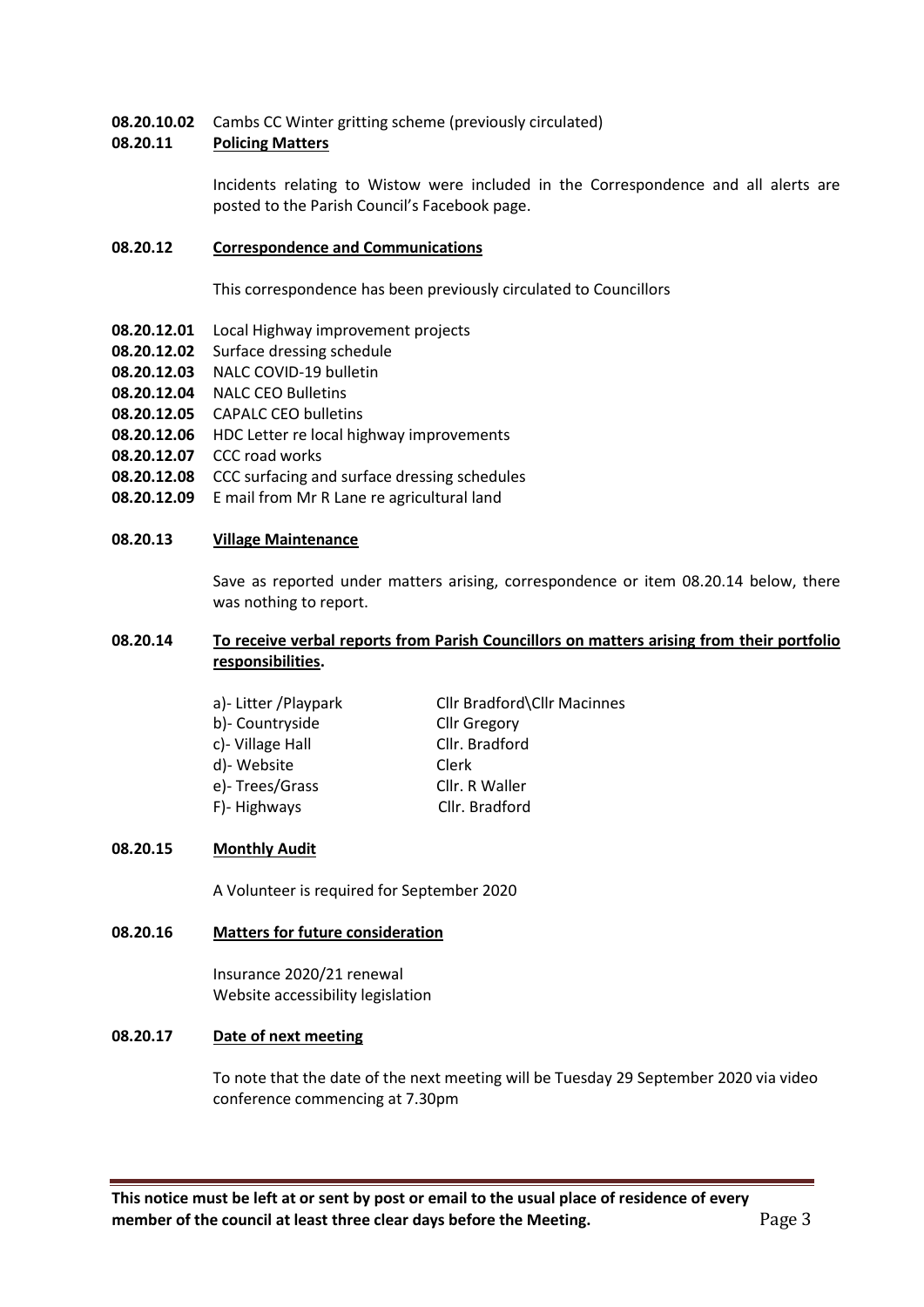**08.20.10.02** Cambs CC Winter gritting scheme (previously circulated)

**08.20.11** **Policing Matters**

Incidents relating to Wistow were included in the Correspondence and all alerts are posted to the Parish Council's Facebook page.

**08.20.12** **Correspondence and Communications**

This correspondence has been previously circulated to Councillors

**08.20.12.01** Local Highway improvement projects
**08.20.12.02** Surface dressing schedule
**08.20.12.03** NALC COVID-19 bulletin
**08.20.12.04** NALC CEO Bulletins
**08.20.12.05** CAPALC CEO bulletins
**08.20.12.06** HDC Letter re local highway improvements
**08.20.12.07** CCC road works
**08.20.12.08** CCC surfacing and surface dressing schedules
**08.20.12.09** E mail from Mr R Lane re agricultural land

**08.20.13** **Village Maintenance**

Save as reported under matters arising, correspondence or item 08.20.14 below, there was nothing to report.

**08.20.14** **To receive verbal reports from Parish Councillors on matters arising from their portfolio responsibilities.**

| | |
|---|---|
| a)- Litter /Playpark | Cllr Bradford\Cllr Macinnes |
| b)- Countryside | Cllr Gregory |
| c)- Village Hall | Cllr. Bradford |
| d)- Website | Clerk |
| e)- Trees/Grass | Cllr. R Waller |
| F)- Highways | Cllr. Bradford |

**08.20.15** **Monthly Audit**

A Volunteer is required for September 2020

**08.20.16** **Matters for future consideration**

Insurance 2020/21 renewal
Website accessibility legislation

**08.20.17** **Date of next meeting**

To note that the date of the next meeting will be Tuesday 29 September 2020 via video conference commencing at 7.30pm

**This notice must be left at or sent by post or email to the usual place of residence of every member of the council at least three clear days before the Meeting.**